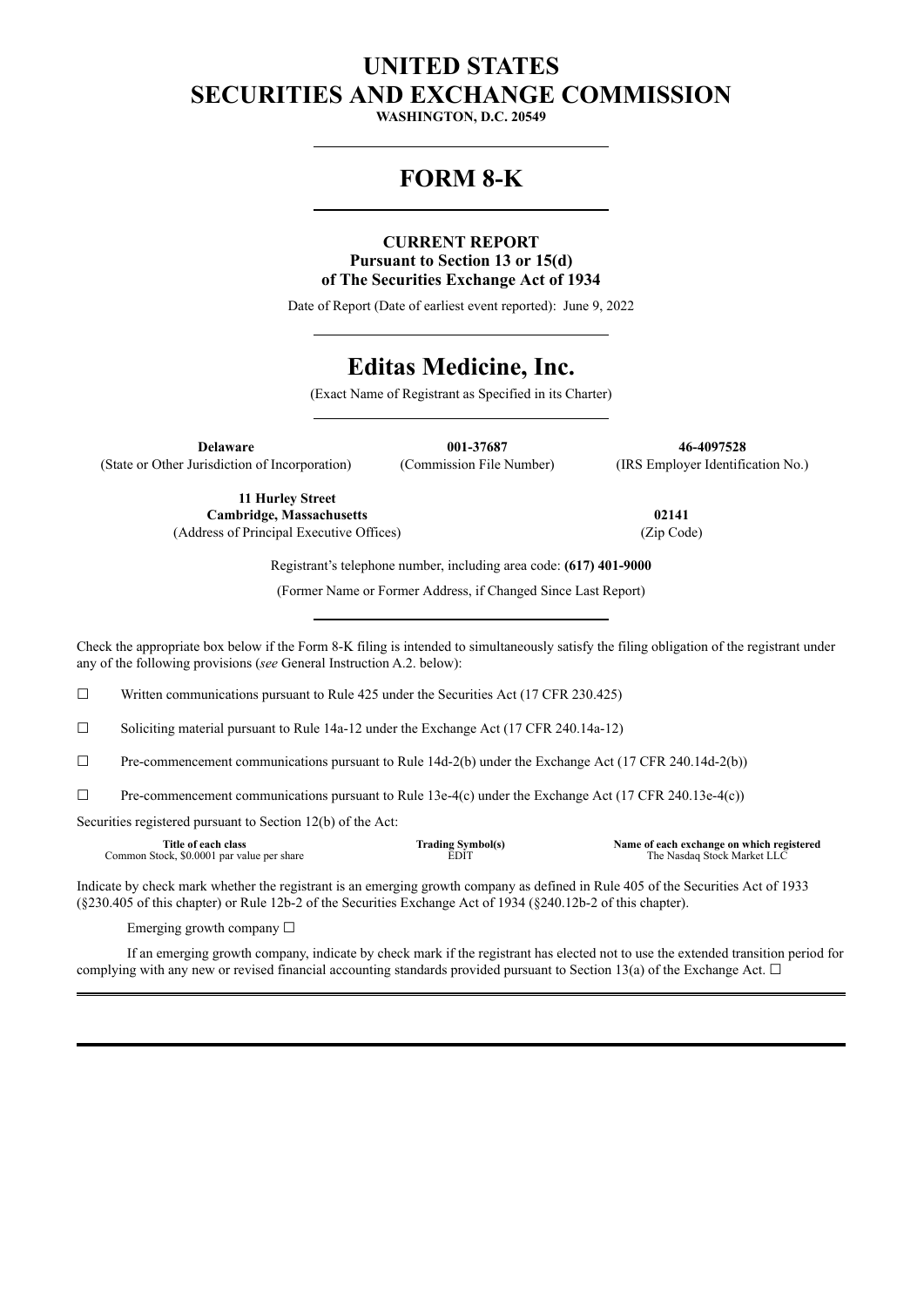# UNITED STATES
# SECURITIES AND EXCHANGE COMMISSION

**WASHINGTON, D.C. 20549**

# FORM 8-K

**CURRENT REPORT**
**Pursuant to Section 13 or 15(d)**
**of The Securities Exchange Act of 1934**

Date of Report (Date of earliest event reported): June 9, 2022

# Editas Medicine, Inc.

(Exact Name of Registrant as Specified in its Charter)

| **Delaware** | **001-37687** | **46-4097528** |
|---|---|---|
| (State or Other Jurisdiction of Incorporation) | (Commission File Number) | (IRS Employer Identification No.) |

| **11 Hurley Street**<br>**Cambridge, Massachusetts** | **02141** |
|---|---|
| (Address of Principal Executive Offices) | (Zip Code) |

Registrant's telephone number, including area code: **(617) 401-9000**

(Former Name or Former Address, if Changed Since Last Report)

Check the appropriate box below if the Form 8-K filing is intended to simultaneously satisfy the filing obligation of the registrant under any of the following provisions (*see* General Instruction A.2. below):

☐ Written communications pursuant to Rule 425 under the Securities Act (17 CFR 230.425)

☐ Soliciting material pursuant to Rule 14a-12 under the Exchange Act (17 CFR 240.14a-12)

☐ Pre-commencement communications pursuant to Rule 14d-2(b) under the Exchange Act (17 CFR 240.14d-2(b))

☐ Pre-commencement communications pursuant to Rule 13e-4(c) under the Exchange Act (17 CFR 240.13e-4(c))

Securities registered pursuant to Section 12(b) of the Act:

| Title of each class | Trading Symbol(s) | Name of each exchange on which registered |
|---|---|---|
| Common Stock, $0.0001 par value per share | EDIT | The Nasdaq Stock Market LLC |

Indicate by check mark whether the registrant is an emerging growth company as defined in Rule 405 of the Securities Act of 1933 (§230.405 of this chapter) or Rule 12b-2 of the Securities Exchange Act of 1934 (§240.12b-2 of this chapter).

Emerging growth company ☐

If an emerging growth company, indicate by check mark if the registrant has elected not to use the extended transition period for complying with any new or revised financial accounting standards provided pursuant to Section 13(a) of the Exchange Act. ☐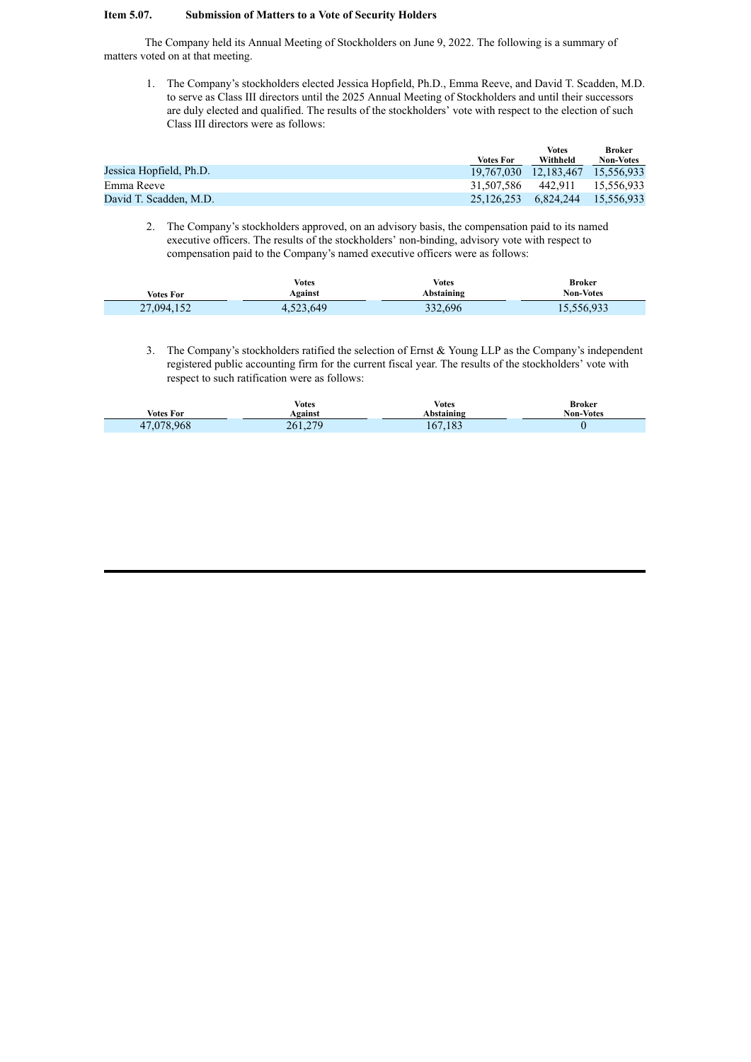**Item 5.07. Submission of Matters to a Vote of Security Holders**

The Company held its Annual Meeting of Stockholders on June 9, 2022. The following is a summary of matters voted on at that meeting.

1. The Company's stockholders elected Jessica Hopfield, Ph.D., Emma Reeve, and David T. Scadden, M.D. to serve as Class III directors until the 2025 Annual Meeting of Stockholders and until their successors are duly elected and qualified. The results of the stockholders' vote with respect to the election of such Class III directors were as follows:

| | Votes For | Votes Withheld | Broker Non-Votes |
|---|---|---|---|
| Jessica Hopfield, Ph.D. | 19,767,030 | 12,183,467 | 15,556,933 |
| Emma Reeve | 31,507,586 | 442,911 | 15,556,933 |
| David T. Scadden, M.D. | 25,126,253 | 6,824,244 | 15,556,933 |

2. The Company's stockholders approved, on an advisory basis, the compensation paid to its named executive officers. The results of the stockholders' non-binding, advisory vote with respect to compensation paid to the Company's named executive officers were as follows:

| Votes For | Votes Against | Votes Abstaining | Broker Non-Votes |
|---|---|---|---|
| 27,094,152 | 4,523,649 | 332,696 | 15,556,933 |

3. The Company's stockholders ratified the selection of Ernst & Young LLP as the Company's independent registered public accounting firm for the current fiscal year. The results of the stockholders' vote with respect to such ratification were as follows:

| Votes For | Votes Against | Votes Abstaining | Broker Non-Votes |
|---|---|---|---|
| 47,078,968 | 261,279 | 167,183 | 0 |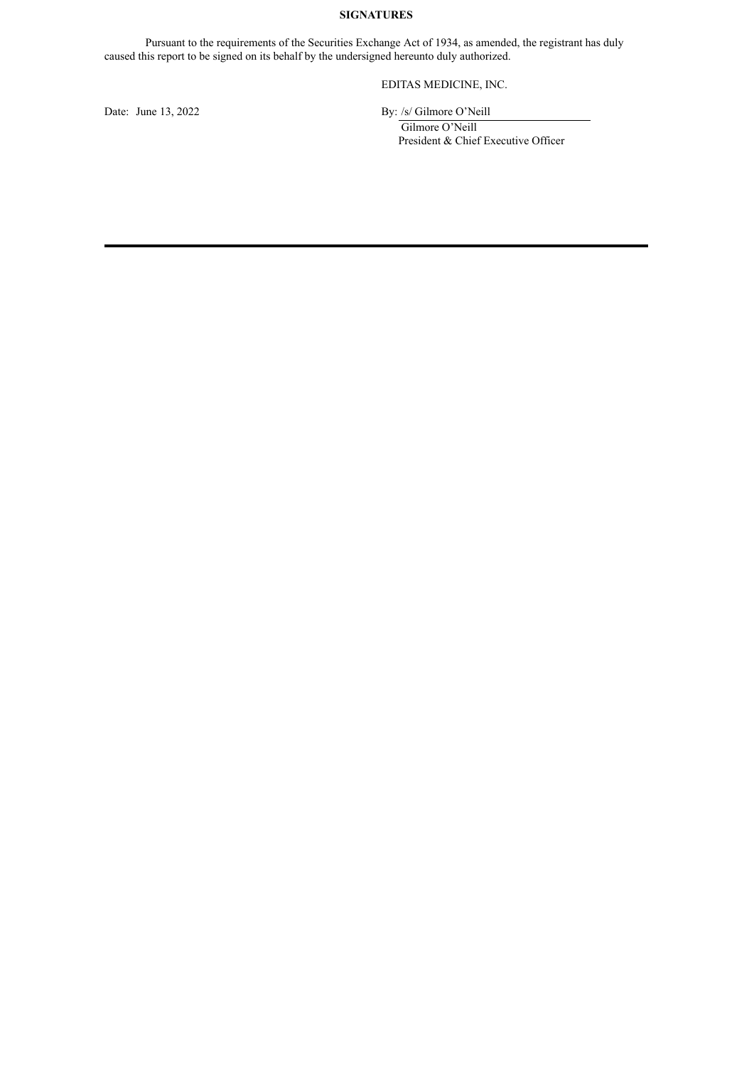**SIGNATURES**

Pursuant to the requirements of the Securities Exchange Act of 1934, as amended, the registrant has duly caused this report to be signed on its behalf by the undersigned hereunto duly authorized.

EDITAS MEDICINE, INC.

Date: June 13, 2022

By: /s/ Gilmore O'Neill
Gilmore O'Neill
President & Chief Executive Officer